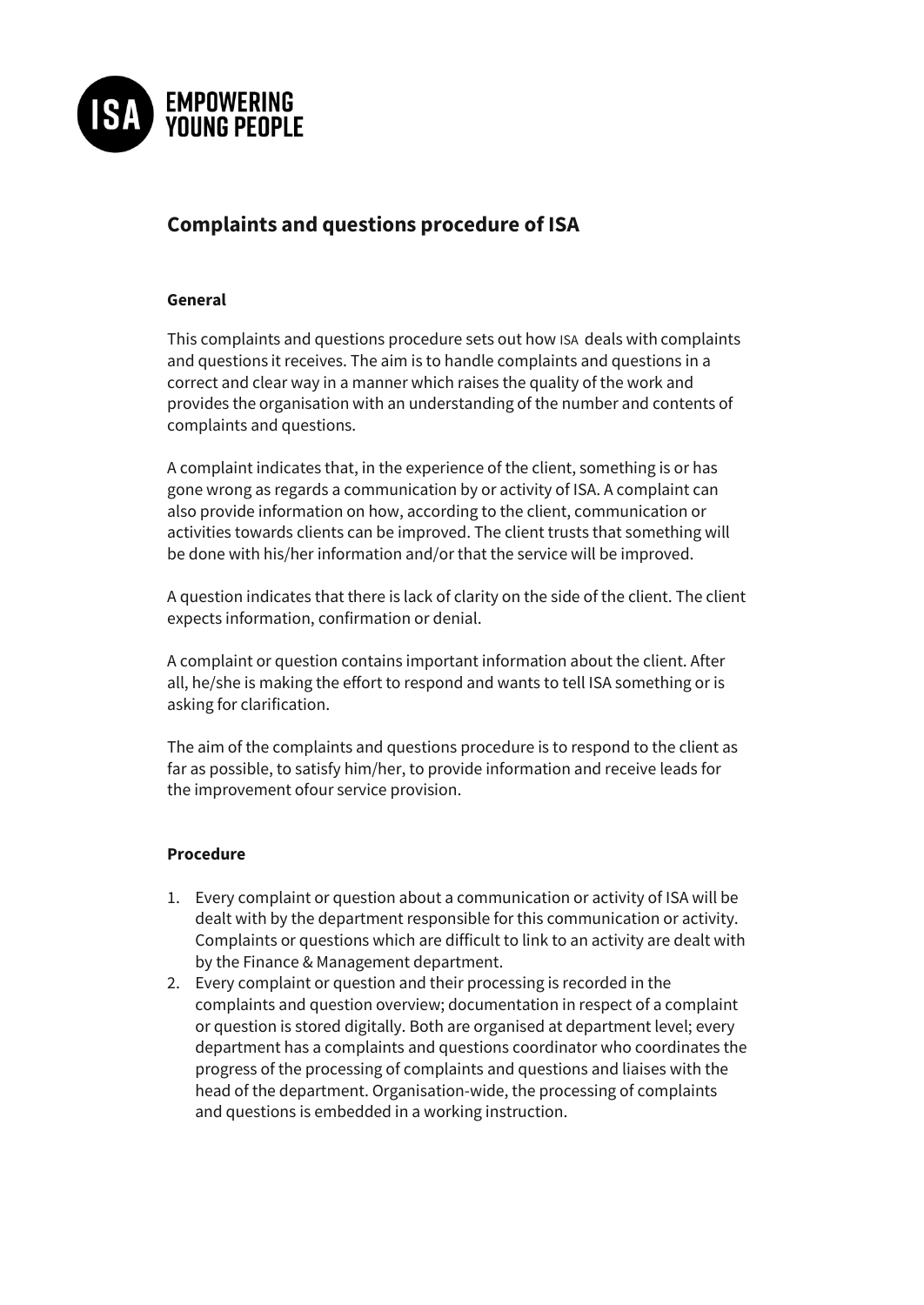# Complaints and questions procedure of ISA

## General

This complaints and questions procedure sets out how ISA deals with complaints and questions it receives. The aim is to handle complaints and questions in a correct and clear way in a manner which raises the quality of the work and provides the organisation with an understanding of the number and contents of complaints and questions.

A complaint indicates that, in the experience of the client, something is or has gone wrong as regards a communication by or activity of ISA. A complaint can also provide information on how, according to the client, communication or activities towards clients can be improved. The client trusts that something will be done with his/her information and/or that the service will be improved.

A question indicates that there is lack of clarity on the side of the client. The client expects information, confirmation or denial.

A complaint or question contains important information about the client. After all, he/she is making the effort to respond and wants to tell ISA something or is asking for clarification.

The aim of the complaints and questions procedure is to respond to the client as far as possible, to satisfy him/her, to provide information and receive leads for the improvement ofour service provision.

## Procedure

1. Every complaint or question about a communication or activity of ISA will be dealt with by the department responsible for this communication or activity. Complaints or questions which are difficult to link to an activity are dealt with by the Finance & Management department.
2. Every complaint or question and their processing is recorded in the complaints and question overview; documentation in respect of a complaint or question is stored digitally. Both are organised at department level; every department has a complaints and questions coordinator who coordinates the progress of the processing of complaints and questions and liaises with the head of the department. Organisation-wide, the processing of complaints and questions is embedded in a working instruction.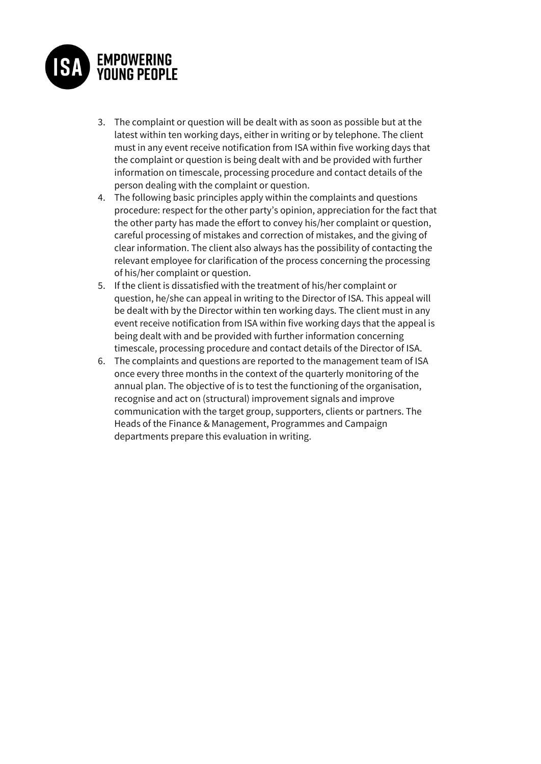3. The complaint or question will be dealt with as soon as possible but at the latest within ten working days, either in writing or by telephone. The client must in any event receive notification from ISA within five working days that the complaint or question is being dealt with and be provided with further information on timescale, processing procedure and contact details of the person dealing with the complaint or question.
4. The following basic principles apply within the complaints and questions procedure: respect for the other party's opinion, appreciation for the fact that the other party has made the effort to convey his/her complaint or question, careful processing of mistakes and correction of mistakes, and the giving of clear information. The client also always has the possibility of contacting the relevant employee for clarification of the process concerning the processing of his/her complaint or question.
5. If the client is dissatisfied with the treatment of his/her complaint or question, he/she can appeal in writing to the Director of ISA. This appeal will be dealt with by the Director within ten working days. The client must in any event receive notification from ISA within five working days that the appeal is being dealt with and be provided with further information concerning timescale, processing procedure and contact details of the Director of ISA.
6. The complaints and questions are reported to the management team of ISA once every three months in the context of the quarterly monitoring of the annual plan. The objective of is to test the functioning of the organisation, recognise and act on (structural) improvement signals and improve communication with the target group, supporters, clients or partners. The Heads of the Finance & Management, Programmes and Campaign departments prepare this evaluation in writing.